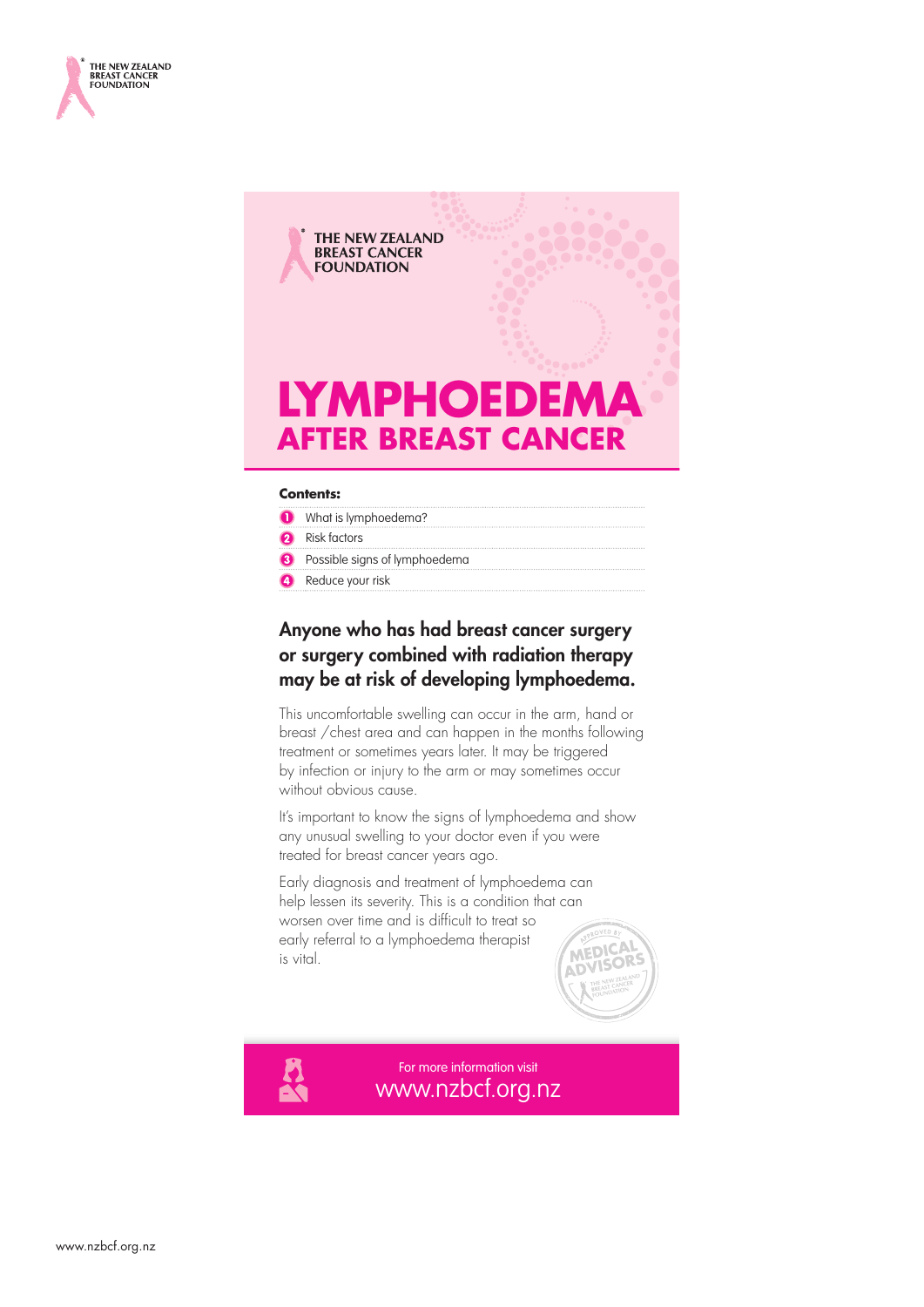THE NEW ZEALAND BREAST CANCER FOUNDATION

# LYMPHOEDEMA

## AFTER BREAST CANCER

**Contents:**

1. What is lymphoedema?
2. Risk factors
3. Possible signs of lymphoedema
4. Reduce your risk

### Anyone who has had breast cancer surgery or surgery combined with radiation therapy may be at risk of developing lymphoedema.

This uncomfortable swelling can occur in the arm, hand or breast /chest area and can happen in the months following treatment or sometimes years later. It may be triggered by infection or injury to the arm or may sometimes occur without obvious cause.

It's important to know the signs of lymphoedema and show any unusual swelling to your doctor even if you were treated for breast cancer years ago.

Early diagnosis and treatment of lymphoedema can help lessen its severity. This is a condition that can worsen over time and is difficult to treat so early referral to a lymphoedema therapist is vital.

APPROVED BY MEDICAL ADVISORS THE NEW ZEALAND BREAST CANCER FOUNDATION

For more information visit www.nzbcf.org.nz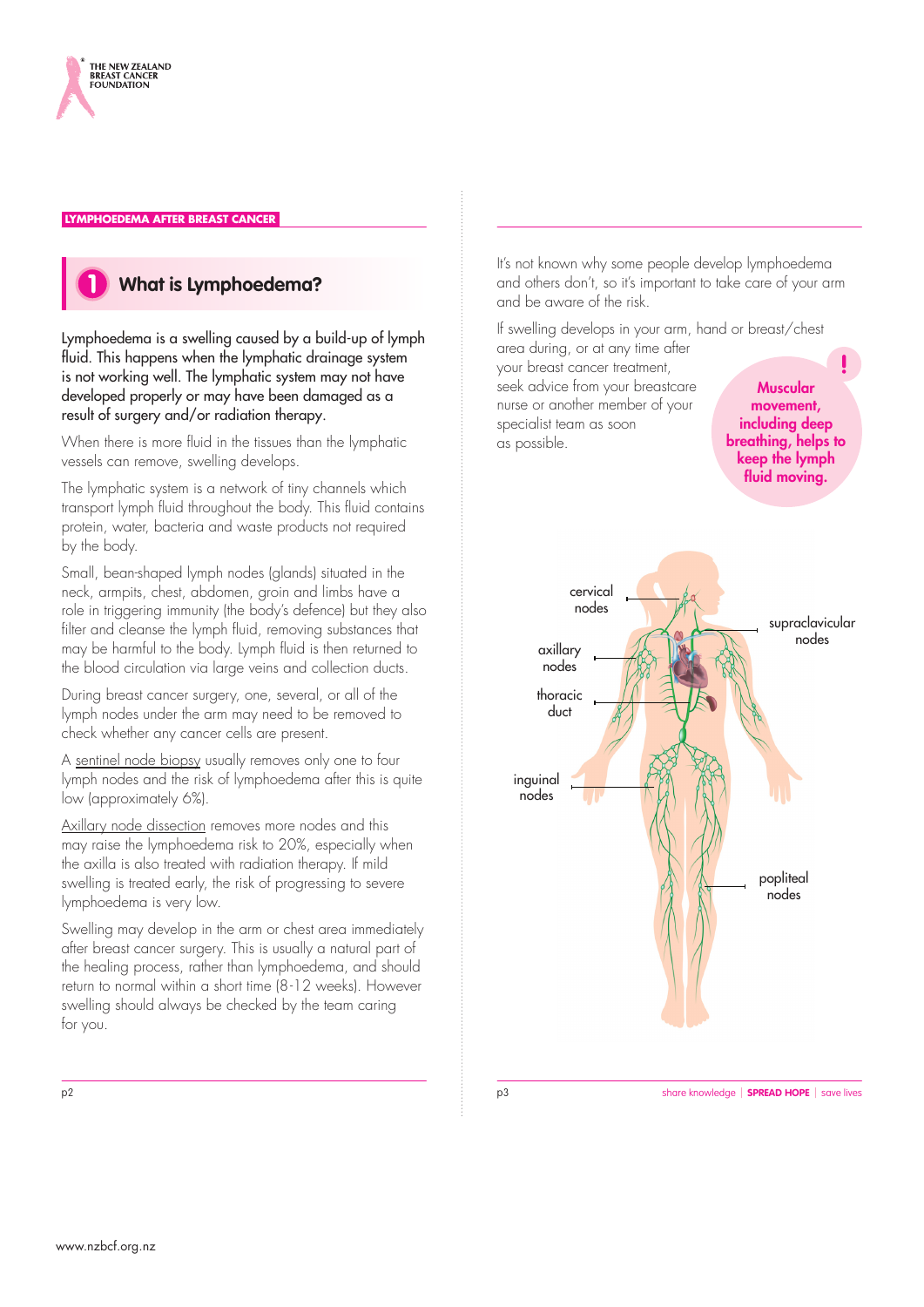LYMPHOEDEMA AFTER BREAST CANCER

## 1 What is Lymphoedema?

Lymphoedema is a swelling caused by a build-up of lymph fluid. This happens when the lymphatic drainage system is not working well. The lymphatic system may not have developed properly or may have been damaged as a result of surgery and/or radiation therapy.

When there is more fluid in the tissues than the lymphatic vessels can remove, swelling develops.

The lymphatic system is a network of tiny channels which transport lymph fluid throughout the body. This fluid contains protein, water, bacteria and waste products not required by the body.

Small, bean-shaped lymph nodes (glands) situated in the neck, armpits, chest, abdomen, groin and limbs have a role in triggering immunity (the body's defence) but they also filter and cleanse the lymph fluid, removing substances that may be harmful to the body. Lymph fluid is then returned to the blood circulation via large veins and collection ducts.

During breast cancer surgery, one, several, or all of the lymph nodes under the arm may need to be removed to check whether any cancer cells are present.

A sentinel node biopsy usually removes only one to four lymph nodes and the risk of lymphoedema after this is quite low (approximately 6%).

Axillary node dissection removes more nodes and this may raise the lymphoedema risk to 20%, especially when the axilla is also treated with radiation therapy. If mild swelling is treated early, the risk of progressing to severe lymphoedema is very low.

Swelling may develop in the arm or chest area immediately after breast cancer surgery. This is usually a natural part of the healing process, rather than lymphoedema, and should return to normal within a short time (8-12 weeks). However swelling should always be checked by the team caring for you.

It's not known why some people develop lymphoedema and others don't, so it's important to take care of your arm and be aware of the risk.

If swelling develops in your arm, hand or breast/chest area during, or at any time after your breast cancer treatment, seek advice from your breastcare nurse or another member of your specialist team as soon as possible.

**Muscular movement, including deep breathing, helps to keep the lymph fluid moving.**

cervical nodes

supraclavicular nodes

axillary nodes

thoracic duct

inguinal nodes

popliteal nodes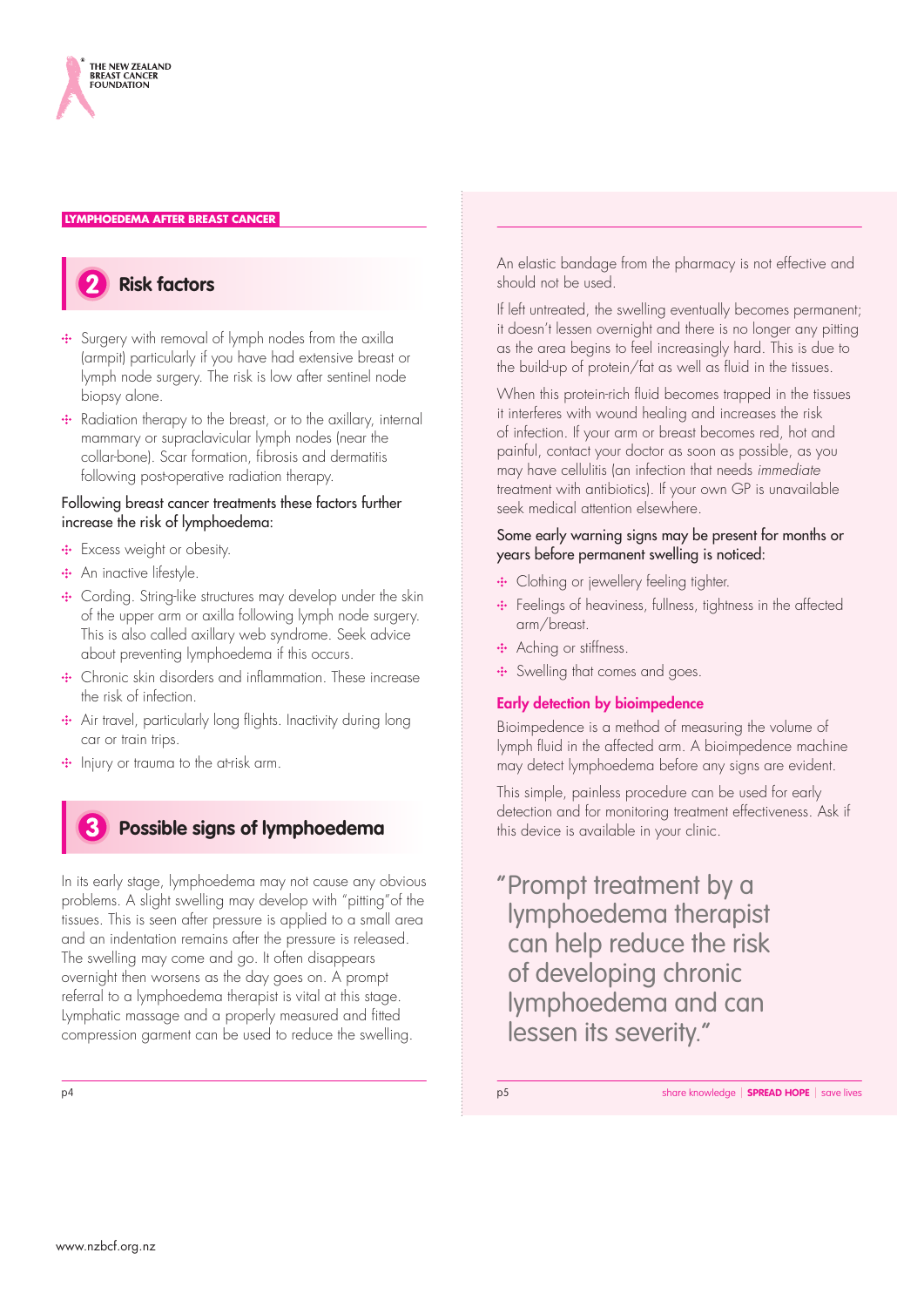## 2 Risk factors

- Surgery with removal of lymph nodes from the axilla (armpit) particularly if you have had extensive breast or lymph node surgery. The risk is low after sentinel node biopsy alone.
- Radiation therapy to the breast, or to the axillary, internal mammary or supraclavicular lymph nodes (near the collar-bone). Scar formation, fibrosis and dermatitis following post-operative radiation therapy.

Following breast cancer treatments these factors further increase the risk of lymphoedema:

- Excess weight or obesity.
- An inactive lifestyle.
- Cording. String-like structures may develop under the skin of the upper arm or axilla following lymph node surgery. This is also called axillary web syndrome. Seek advice about preventing lymphoedema if this occurs.
- Chronic skin disorders and inflammation. These increase the risk of infection.
- Air travel, particularly long flights. Inactivity during long car or train trips.
- Injury or trauma to the at-risk arm.

## 3 Possible signs of lymphoedema

In its early stage, lymphoedema may not cause any obvious problems. A slight swelling may develop with "pitting" of the tissues. This is seen after pressure is applied to a small area and an indentation remains after the pressure is released. The swelling may come and go. It often disappears overnight then worsens as the day goes on. A prompt referral to a lymphoedema therapist is vital at this stage. Lymphatic massage and a properly measured and fitted compression garment can be used to reduce the swelling.

An elastic bandage from the pharmacy is not effective and should not be used.

If left untreated, the swelling eventually becomes permanent; it doesn't lessen overnight and there is no longer any pitting as the area begins to feel increasingly hard. This is due to the build-up of protein/fat as well as fluid in the tissues.

When this protein-rich fluid becomes trapped in the tissues it interferes with wound healing and increases the risk of infection. If your arm or breast becomes red, hot and painful, contact your doctor as soon as possible, as you may have cellulitis (an infection that needs *immediate* treatment with antibiotics). If your own GP is unavailable seek medical attention elsewhere.

Some early warning signs may be present for months or years before permanent swelling is noticed:

- Clothing or jewellery feeling tighter.
- Feelings of heaviness, fullness, tightness in the affected arm/breast.
- Aching or stiffness.
- Swelling that comes and goes.

### Early detection by bioimpedence

Bioimpedence is a method of measuring the volume of lymph fluid in the affected arm. A bioimpedence machine may detect lymphoedema before any signs are evident.

This simple, painless procedure can be used for early detection and for monitoring treatment effectiveness. Ask if this device is available in your clinic.

> "Prompt treatment by a lymphoedema therapist can help reduce the risk of developing chronic lymphoedema and can lessen its severity."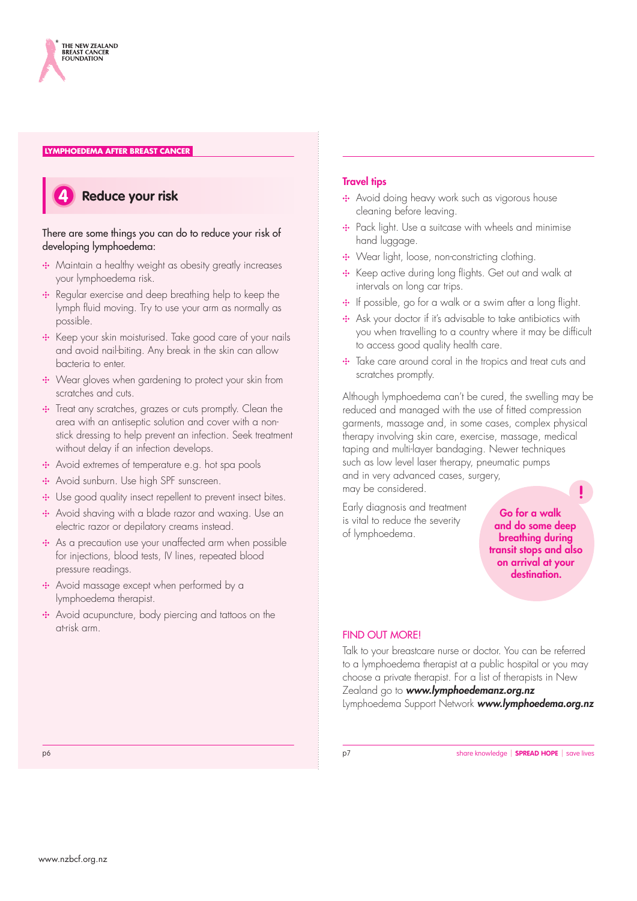LYMPHOEDEMA AFTER BREAST CANCER

## 4 Reduce your risk

There are some things you can do to reduce your risk of developing lymphoedema:

- Maintain a healthy weight as obesity greatly increases your lymphoedema risk.
- Regular exercise and deep breathing help to keep the lymph fluid moving. Try to use your arm as normally as possible.
- Keep your skin moisturised. Take good care of your nails and avoid nail-biting. Any break in the skin can allow bacteria to enter.
- Wear gloves when gardening to protect your skin from scratches and cuts.
- Treat any scratches, grazes or cuts promptly. Clean the area with an antiseptic solution and cover with a non-stick dressing to help prevent an infection. Seek treatment without delay if an infection develops.
- Avoid extremes of temperature e.g. hot spa pools
- Avoid sunburn. Use high SPF sunscreen.
- Use good quality insect repellent to prevent insect bites.
- Avoid shaving with a blade razor and waxing. Use an electric razor or depilatory creams instead.
- As a precaution use your unaffected arm when possible for injections, blood tests, IV lines, repeated blood pressure readings.
- Avoid massage except when performed by a lymphoedema therapist.
- Avoid acupuncture, body piercing and tattoos on the at-risk arm.

### Travel tips

- Avoid doing heavy work such as vigorous house cleaning before leaving.
- Pack light. Use a suitcase with wheels and minimise hand luggage.
- Wear light, loose, non-constricting clothing.
- Keep active during long flights. Get out and walk at intervals on long car trips.
- If possible, go for a walk or a swim after a long flight.
- Ask your doctor if it's advisable to take antibiotics with you when travelling to a country where it may be difficult to access good quality health care.
- Take care around coral in the tropics and treat cuts and scratches promptly.

Although lymphoedema can't be cured, the swelling may be reduced and managed with the use of fitted compression garments, massage and, in some cases, complex physical therapy involving skin care, exercise, massage, medical taping and multi-layer bandaging. Newer techniques such as low level laser therapy, pneumatic pumps and in very advanced cases, surgery, may be considered.

Early diagnosis and treatment is vital to reduce the severity of lymphoedema.

**Go for a walk and do some deep breathing during transit stops and also on arrival at your destination.**

### FIND OUT MORE!

Talk to your breastcare nurse or doctor. You can be referred to a lymphoedema therapist at a public hospital or you may choose a private therapist. For a list of therapists in New Zealand go to ***www.lymphoedemanz.org.nz***
Lymphoedema Support Network ***www.lymphoedema.org.nz***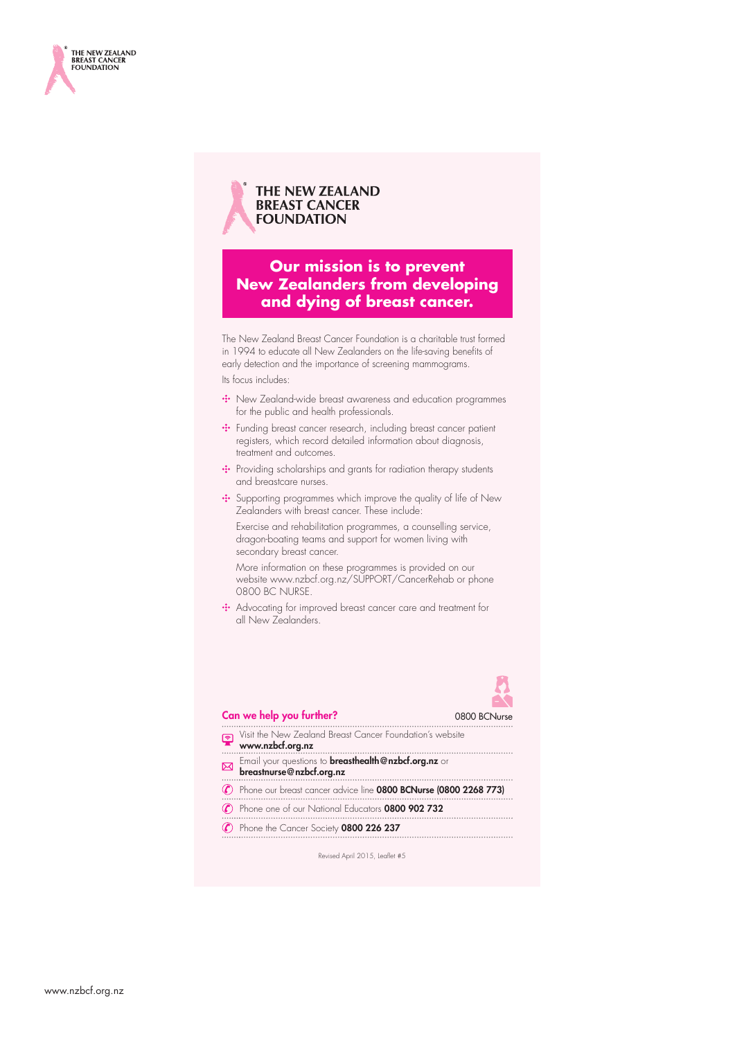# THE NEW ZEALAND BREAST CANCER FOUNDATION

## Our mission is to prevent New Zealanders from developing and dying of breast cancer.

The New Zealand Breast Cancer Foundation is a charitable trust formed in 1994 to educate all New Zealanders on the life-saving benefits of early detection and the importance of screening mammograms.

Its focus includes:

- New Zealand-wide breast awareness and education programmes for the public and health professionals.
- Funding breast cancer research, including breast cancer patient registers, which record detailed information about diagnosis, treatment and outcomes.
- Providing scholarships and grants for radiation therapy students and breastcare nurses.
- Supporting programmes which improve the quality of life of New Zealanders with breast cancer. These include:

  Exercise and rehabilitation programmes, a counselling service, dragon-boating teams and support for women living with secondary breast cancer.

  More information on these programmes is provided on our website www.nzbcf.org.nz/SUPPORT/CancerRehab or phone 0800 BC NURSE.
- Advocating for improved breast cancer care and treatment for all New Zealanders.

### Can we help you further?

0800 BCNurse

- Visit the New Zealand Breast Cancer Foundation's website **www.nzbcf.org.nz**
- Email your questions to **breasthealth@nzbcf.org.nz** or **breastnurse@nzbcf.org.nz**
- Phone our breast cancer advice line **0800 BCNurse (0800 2268 773)**
- Phone one of our National Educators **0800 902 732**
- Phone the Cancer Society **0800 226 237**

Revised April 2015, Leaflet #5